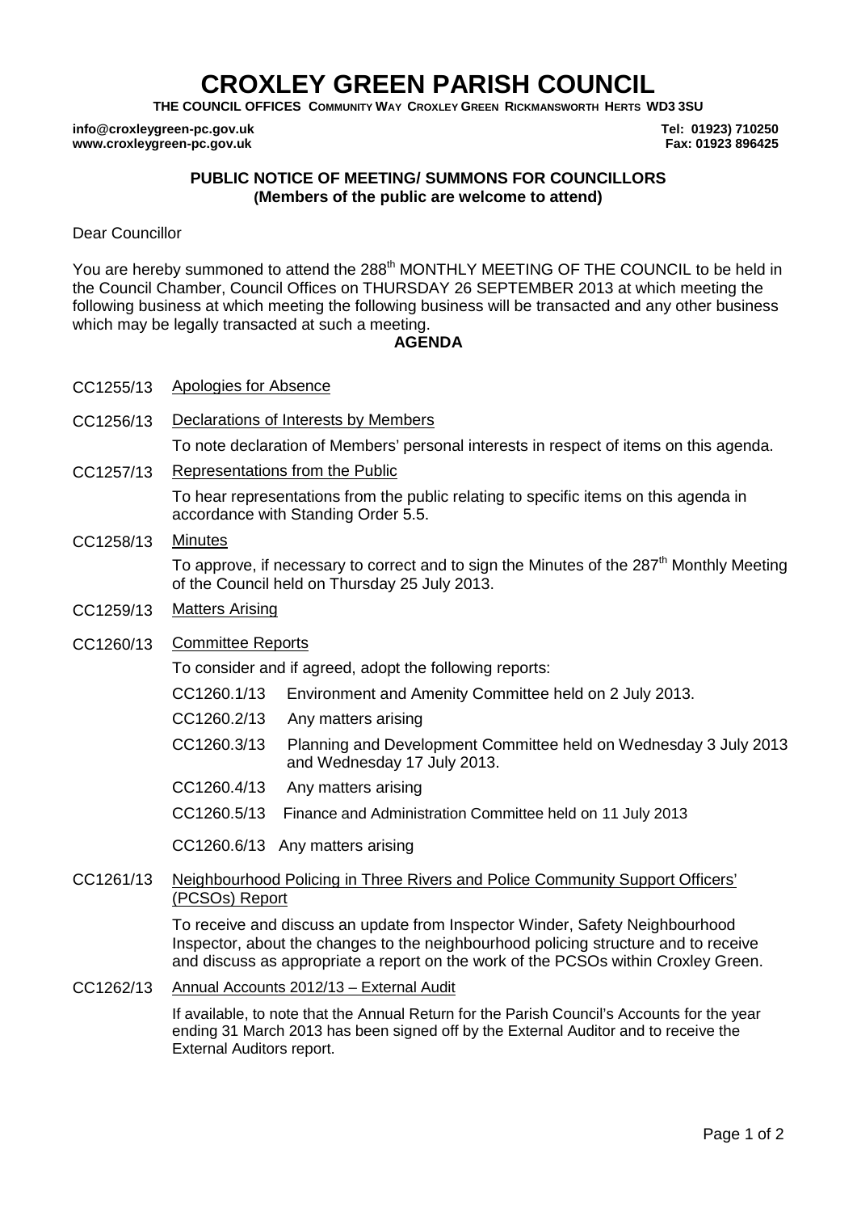# CROXLEY GREEN PARISH COUNCIL

**THE COUNCIL OFFICES COMMUNITY WAY CROXLEY GREEN RICKMANSWORTH HERTS WD3 3SU**

**info@croxleygreen-pc.gov.uk** **Tel: 01923) 710250**
**www.croxleygreen-pc.gov.uk** **Fax: 01923 896425**

**PUBLIC NOTICE OF MEETING/ SUMMONS FOR COUNCILLORS**
**(Members of the public are welcome to attend)**

Dear Councillor

You are hereby summoned to attend the 288th MONTHLY MEETING OF THE COUNCIL to be held in the Council Chamber, Council Offices on THURSDAY 26 SEPTEMBER 2013 at which meeting the following business at which meeting the following business will be transacted and any other business which may be legally transacted at such a meeting.

**AGENDA**

CC1255/13 Apologies for Absence

CC1256/13 Declarations of Interests by Members

To note declaration of Members' personal interests in respect of items on this agenda.

CC1257/13 Representations from the Public

To hear representations from the public relating to specific items on this agenda in accordance with Standing Order 5.5.

CC1258/13 Minutes

To approve, if necessary to correct and to sign the Minutes of the 287th Monthly Meeting of the Council held on Thursday 25 July 2013.

CC1259/13 Matters Arising

CC1260/13 Committee Reports

To consider and if agreed, adopt the following reports:

- CC1260.1/13 Environment and Amenity Committee held on 2 July 2013.
- CC1260.2/13 Any matters arising
- CC1260.3/13 Planning and Development Committee held on Wednesday 3 July 2013 and Wednesday 17 July 2013.
- CC1260.4/13 Any matters arising
- CC1260.5/13 Finance and Administration Committee held on 11 July 2013
- CC1260.6/13 Any matters arising

CC1261/13 Neighbourhood Policing in Three Rivers and Police Community Support Officers' (PCSOs) Report

To receive and discuss an update from Inspector Winder, Safety Neighbourhood Inspector, about the changes to the neighbourhood policing structure and to receive and discuss as appropriate a report on the work of the PCSOs within Croxley Green.

CC1262/13 Annual Accounts 2012/13 – External Audit

If available, to note that the Annual Return for the Parish Council's Accounts for the year ending 31 March 2013 has been signed off by the External Auditor and to receive the External Auditors report.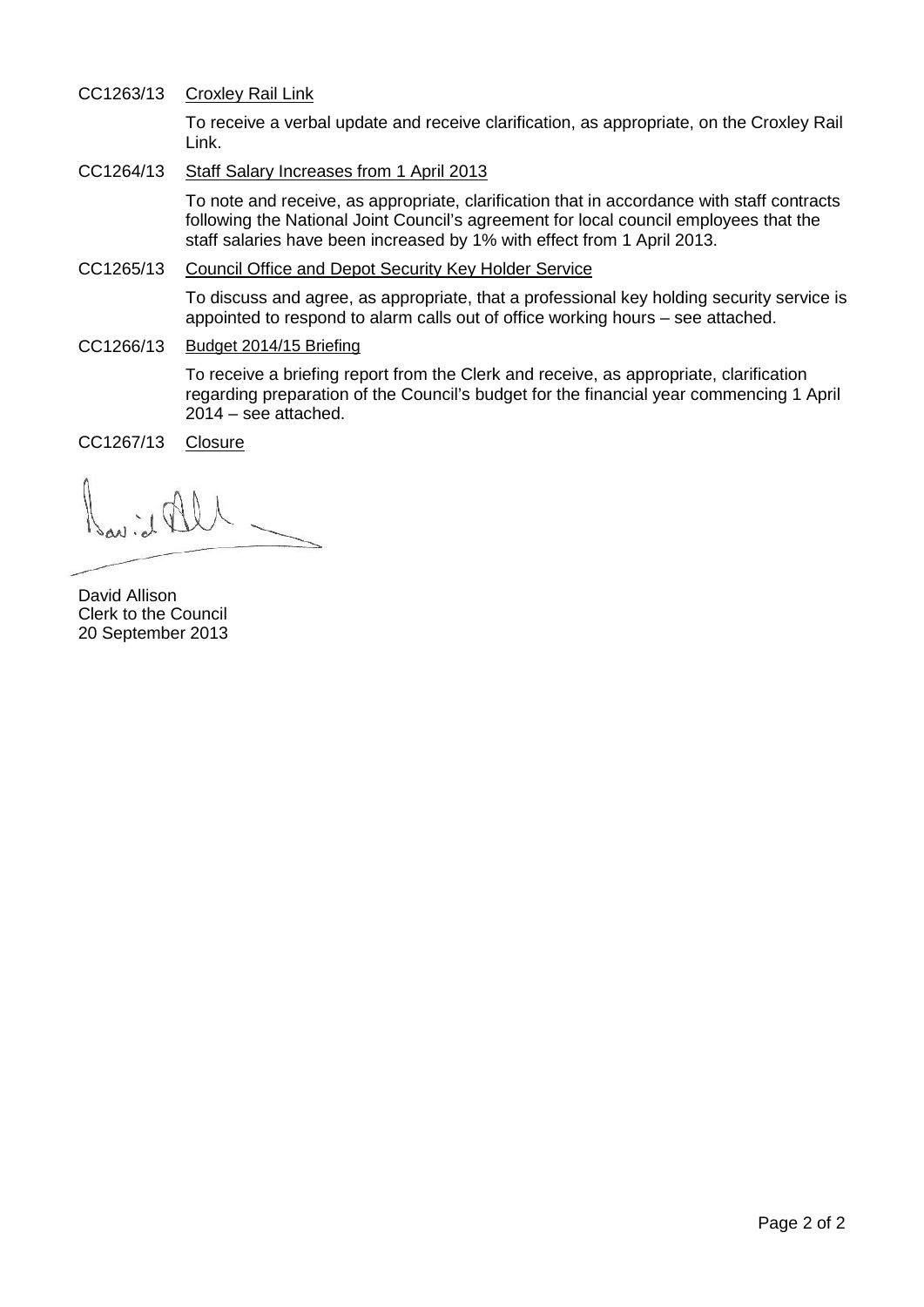CC1263/13 Croxley Rail Link

To receive a verbal update and receive clarification, as appropriate, on the Croxley Rail Link.

CC1264/13 Staff Salary Increases from 1 April 2013

To note and receive, as appropriate, clarification that in accordance with staff contracts following the National Joint Council's agreement for local council employees that the staff salaries have been increased by 1% with effect from 1 April 2013.

CC1265/13 Council Office and Depot Security Key Holder Service

To discuss and agree, as appropriate, that a professional key holding security service is appointed to respond to alarm calls out of office working hours – see attached.

CC1266/13 Budget 2014/15 Briefing

To receive a briefing report from the Clerk and receive, as appropriate, clarification regarding preparation of the Council's budget for the financial year commencing 1 April 2014 – see attached.

CC1267/13 Closure

David Allison
Clerk to the Council
20 September 2013